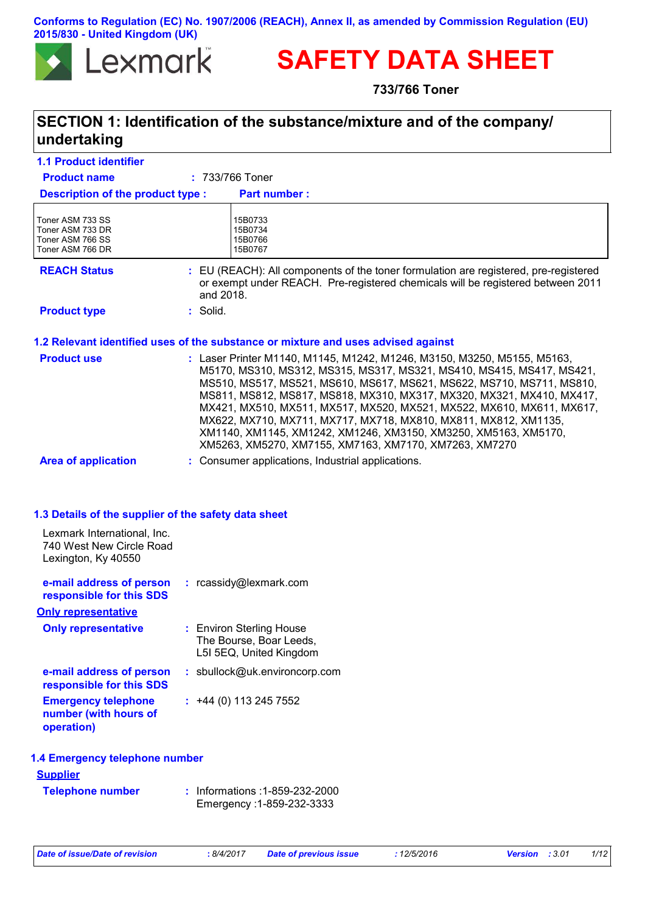Conforms to Regulation (EC) No. 1907/2006 (REACH), Annex II, as amended by Commission Regulation (EU) 2015/830 - United Kingdom (UK)

Lexmark™

# SAFETY DATA SHEET

**733/766 Toner**

## SECTION 1: Identification of the substance/mixture and of the company/ undertaking

### 1.1 Product identifier

**Product name** : 733/766 Toner

| Description of the product type : | Part number : |
| --- | --- |
| Toner ASM 733 SS | 15B0733 |
| Toner ASM 733 DR | 15B0734 |
| Toner ASM 766 SS | 15B0766 |
| Toner ASM 766 DR | 15B0767 |

**REACH Status** : EU (REACH): All components of the toner formulation are registered, pre-registered or exempt under REACH. Pre-registered chemicals will be registered between 2011 and 2018.

**Product type** : Solid.

### 1.2 Relevant identified uses of the substance or mixture and uses advised against

**Product use** : Laser Printer M1140, M1145, M1242, M1246, M3150, M3250, M5155, M5163, M5170, MS310, MS312, MS315, MS317, MS321, MS410, MS415, MS417, MS421, MS510, MS517, MS521, MS610, MS617, MS621, MS622, MS710, MS711, MS810, MS811, MS812, MS817, MS818, MX310, MX317, MX320, MX321, MX410, MX417, MX421, MX510, MX511, MX517, MX520, MX521, MX522, MX610, MX611, MX617, MX622, MX710, MX711, MX717, MX718, MX810, MX811, MX812, XM1135, XM1140, XM1145, XM1242, XM1246, XM3150, XM3250, XM5163, XM5170, XM5263, XM5270, XM7155, XM7163, XM7170, XM7263, XM7270

**Area of application** : Consumer applications, Industrial applications.

### 1.3 Details of the supplier of the safety data sheet

Lexmark International, Inc.
740 West New Circle Road
Lexington, Ky 40550

**e-mail address of person responsible for this SDS** : rcassidy@lexmark.com

**Only representative**

**Only representative** : Environ Sterling House
The Bourse, Boar Leeds,
L5I 5EQ, United Kingdom

**e-mail address of person responsible for this SDS** : sbullock@uk.environcorp.com

**Emergency telephone number (with hours of operation)** : +44 (0) 113 245 7552

### 1.4 Emergency telephone number

**Supplier**

**Telephone number** : Informations :1-859-232-2000
Emergency :1-859-232-3333

*Date of issue/Date of revision* : 8/4/2017 *Date of previous issue* : 12/5/2016 *Version* : 3.01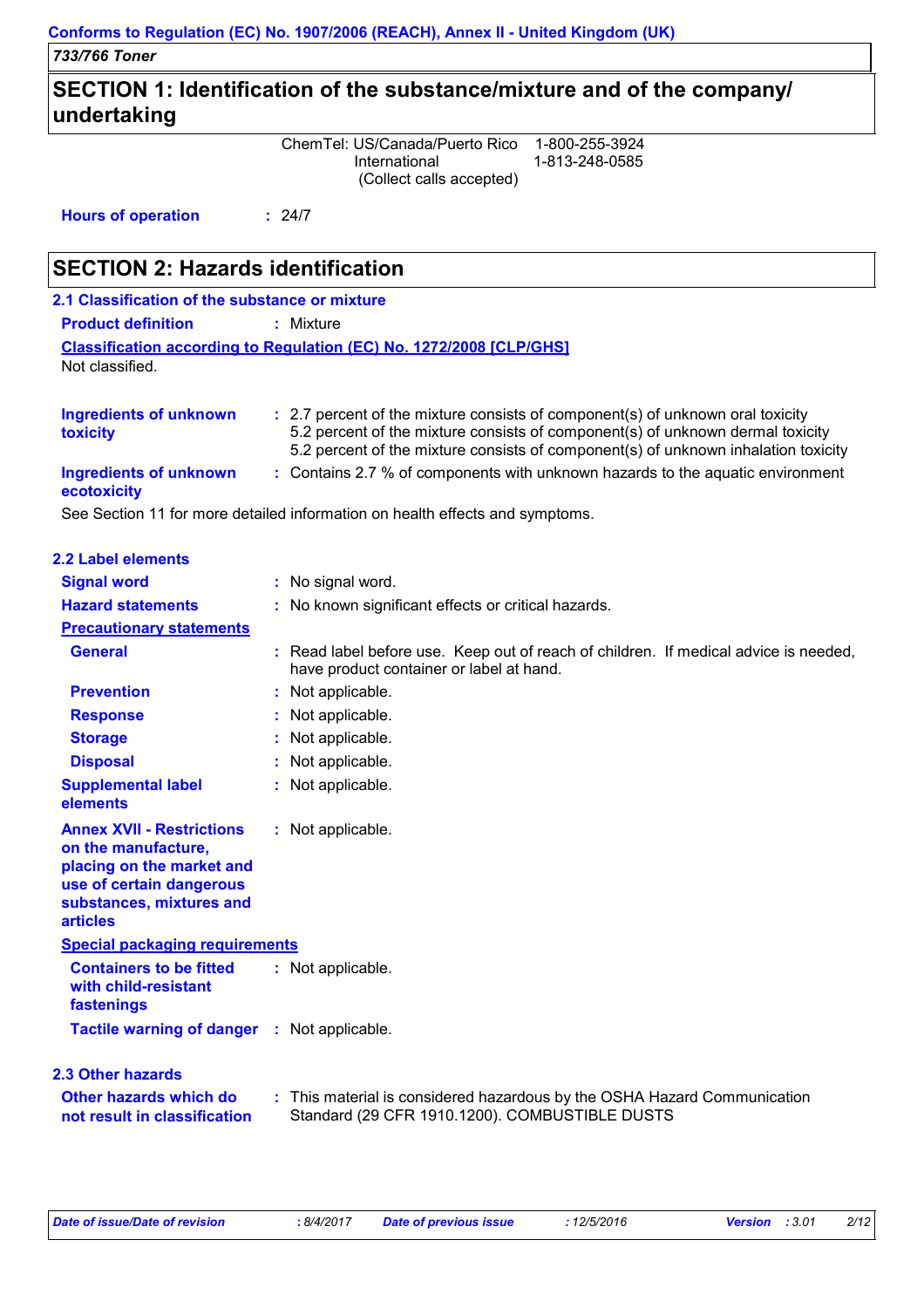## SECTION 1: Identification of the substance/mixture and of the company/ undertaking

ChemTel: US/Canada/Puerto Rico 1-800-255-3924
International 1-813-248-0585
(Collect calls accepted)

**Hours of operation** : 24/7

## SECTION 2: Hazards identification

### 2.1 Classification of the substance or mixture

**Product definition** : Mixture

**Classification according to Regulation (EC) No. 1272/2008 [CLP/GHS]**

Not classified.

**Ingredients of unknown toxicity** : 2.7 percent of the mixture consists of component(s) of unknown oral toxicity
5.2 percent of the mixture consists of component(s) of unknown dermal toxicity
5.2 percent of the mixture consists of component(s) of unknown inhalation toxicity

**Ingredients of unknown ecotoxicity** : Contains 2.7 % of components with unknown hazards to the aquatic environment

See Section 11 for more detailed information on health effects and symptoms.

### 2.2 Label elements

**Signal word** : No signal word.

**Hazard statements** : No known significant effects or critical hazards.

**Precautionary statements**

**General** : Read label before use. Keep out of reach of children. If medical advice is needed, have product container or label at hand.

**Prevention** : Not applicable.

**Response** : Not applicable.

**Storage** : Not applicable.

**Disposal** : Not applicable.

**Supplemental label elements** : Not applicable.

**Annex XVII - Restrictions on the manufacture, placing on the market and use of certain dangerous substances, mixtures and articles** : Not applicable.

**Special packaging requirements**

**Containers to be fitted with child-resistant fastenings** : Not applicable.

**Tactile warning of danger** : Not applicable.

### 2.3 Other hazards

**Other hazards which do not result in classification** : This material is considered hazardous by the OSHA Hazard Communication Standard (29 CFR 1910.1200). COMBUSTIBLE DUSTS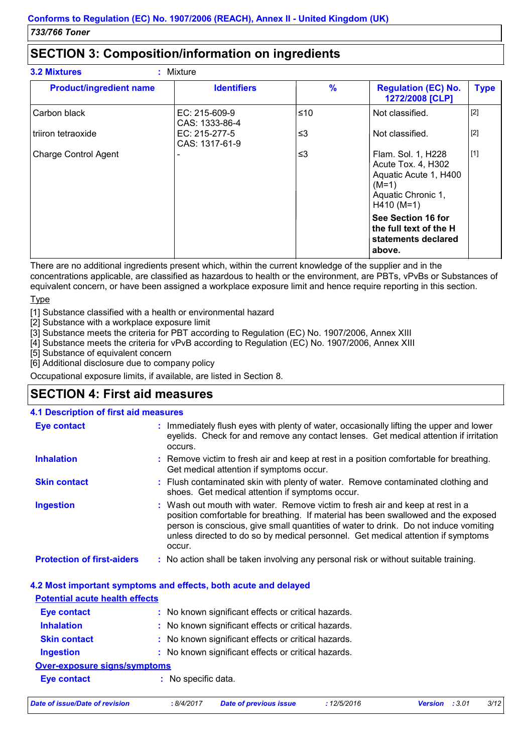## SECTION 3: Composition/information on ingredients

**3.2 Mixtures** : Mixture

| Product/ingredient name | Identifiers | % | Regulation (EC) No. 1272/2008 [CLP] | Type |
|---|---|---|---|---|
| Carbon black | EC: 215-609-9<br>CAS: 1333-86-4 | ≤10 | Not classified. | [2] |
| triiron tetraoxide | EC: 215-277-5<br>CAS: 1317-61-9 | ≤3 | Not classified. | [2] |
| Charge Control Agent | - | ≤3 | Flam. Sol. 1, H228<br>Acute Tox. 4, H302<br>Aquatic Acute 1, H400 (M=1)<br>Aquatic Chronic 1, H410 (M=1)<br>**See Section 16 for the full text of the H statements declared above.** | [1] |

There are no additional ingredients present which, within the current knowledge of the supplier and in the concentrations applicable, are classified as hazardous to health or the environment, are PBTs, vPvBs or Substances of equivalent concern, or have been assigned a workplace exposure limit and hence require reporting in this section.

Type

[1] Substance classified with a health or environmental hazard
[2] Substance with a workplace exposure limit
[3] Substance meets the criteria for PBT according to Regulation (EC) No. 1907/2006, Annex XIII
[4] Substance meets the criteria for vPvB according to Regulation (EC) No. 1907/2006, Annex XIII
[5] Substance of equivalent concern
[6] Additional disclosure due to company policy

Occupational exposure limits, if available, are listed in Section 8.

## SECTION 4: First aid measures

### 4.1 Description of first aid measures

**Eye contact** : Immediately flush eyes with plenty of water, occasionally lifting the upper and lower eyelids. Check for and remove any contact lenses. Get medical attention if irritation occurs.

**Inhalation** : Remove victim to fresh air and keep at rest in a position comfortable for breathing. Get medical attention if symptoms occur.

**Skin contact** : Flush contaminated skin with plenty of water. Remove contaminated clothing and shoes. Get medical attention if symptoms occur.

**Ingestion** : Wash out mouth with water. Remove victim to fresh air and keep at rest in a position comfortable for breathing. If material has been swallowed and the exposed person is conscious, give small quantities of water to drink. Do not induce vomiting unless directed to do so by medical personnel. Get medical attention if symptoms occur.

**Protection of first-aiders** : No action shall be taken involving any personal risk or without suitable training.

### 4.2 Most important symptoms and effects, both acute and delayed

**Potential acute health effects**

**Eye contact** : No known significant effects or critical hazards.

**Inhalation** : No known significant effects or critical hazards.

**Skin contact** : No known significant effects or critical hazards.

**Ingestion** : No known significant effects or critical hazards.

**Over-exposure signs/symptoms**

**Eye contact** : No specific data.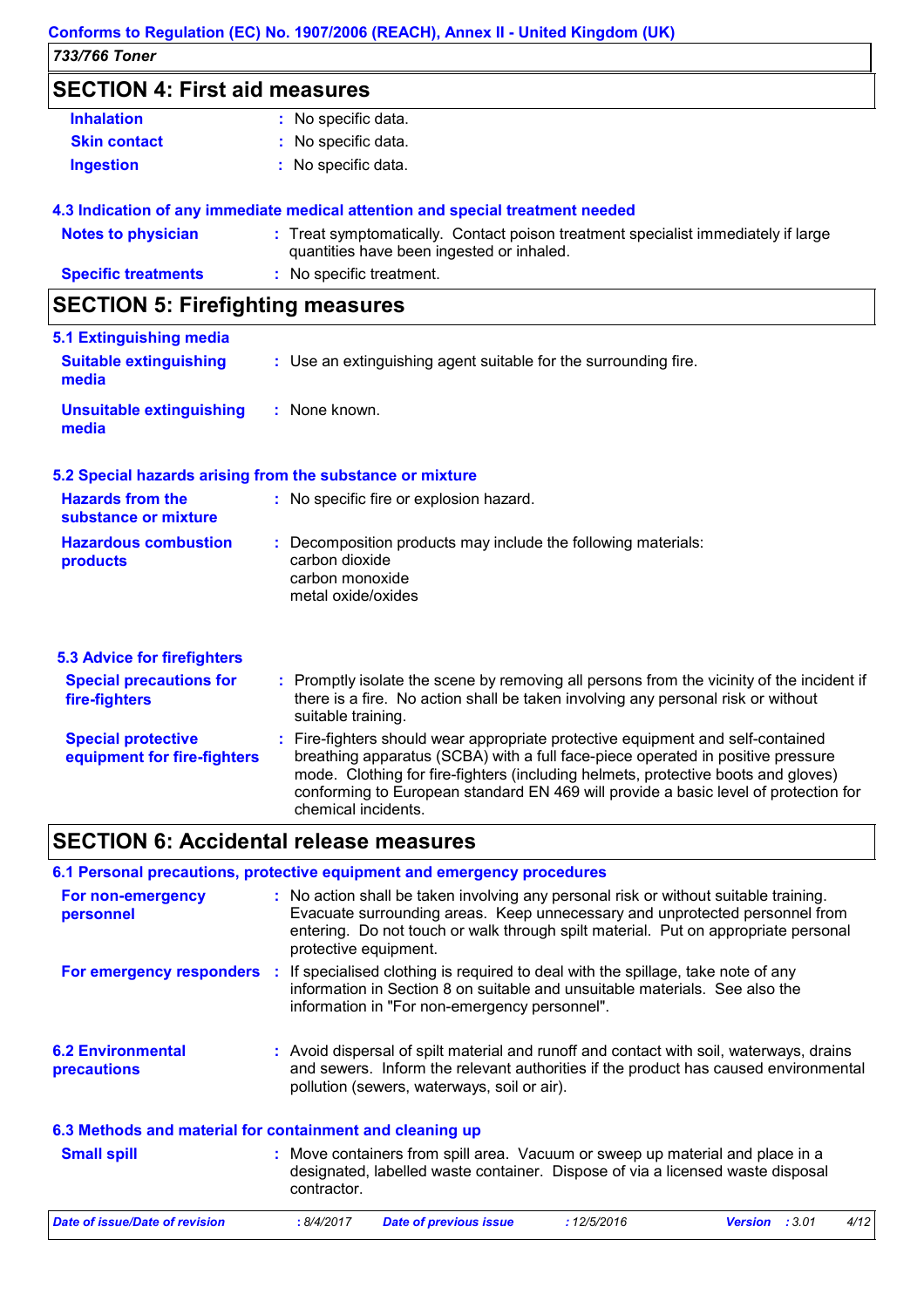## SECTION 4: First aid measures

**Inhalation** : No specific data.

**Skin contact** : No specific data.

**Ingestion** : No specific data.

### 4.3 Indication of any immediate medical attention and special treatment needed

**Notes to physician** : Treat symptomatically. Contact poison treatment specialist immediately if large quantities have been ingested or inhaled.

**Specific treatments** : No specific treatment.

## SECTION 5: Firefighting measures

### 5.1 Extinguishing media

**Suitable extinguishing media** : Use an extinguishing agent suitable for the surrounding fire.

**Unsuitable extinguishing media** : None known.

### 5.2 Special hazards arising from the substance or mixture

**Hazards from the substance or mixture** : No specific fire or explosion hazard.

**Hazardous combustion products** : Decomposition products may include the following materials:
carbon dioxide
carbon monoxide
metal oxide/oxides

### 5.3 Advice for firefighters

**Special precautions for fire-fighters** : Promptly isolate the scene by removing all persons from the vicinity of the incident if there is a fire. No action shall be taken involving any personal risk or without suitable training.

**Special protective equipment for fire-fighters** : Fire-fighters should wear appropriate protective equipment and self-contained breathing apparatus (SCBA) with a full face-piece operated in positive pressure mode. Clothing for fire-fighters (including helmets, protective boots and gloves) conforming to European standard EN 469 will provide a basic level of protection for chemical incidents.

## SECTION 6: Accidental release measures

### 6.1 Personal precautions, protective equipment and emergency procedures

**For non-emergency personnel** : No action shall be taken involving any personal risk or without suitable training. Evacuate surrounding areas. Keep unnecessary and unprotected personnel from entering. Do not touch or walk through spilt material. Put on appropriate personal protective equipment.

**For emergency responders** : If specialised clothing is required to deal with the spillage, take note of any information in Section 8 on suitable and unsuitable materials. See also the information in "For non-emergency personnel".

### 6.2 Environmental precautions

: Avoid dispersal of spilt material and runoff and contact with soil, waterways, drains and sewers. Inform the relevant authorities if the product has caused environmental pollution (sewers, waterways, soil or air).

### 6.3 Methods and material for containment and cleaning up

**Small spill** : Move containers from spill area. Vacuum or sweep up material and place in a designated, labelled waste container. Dispose of via a licensed waste disposal contractor.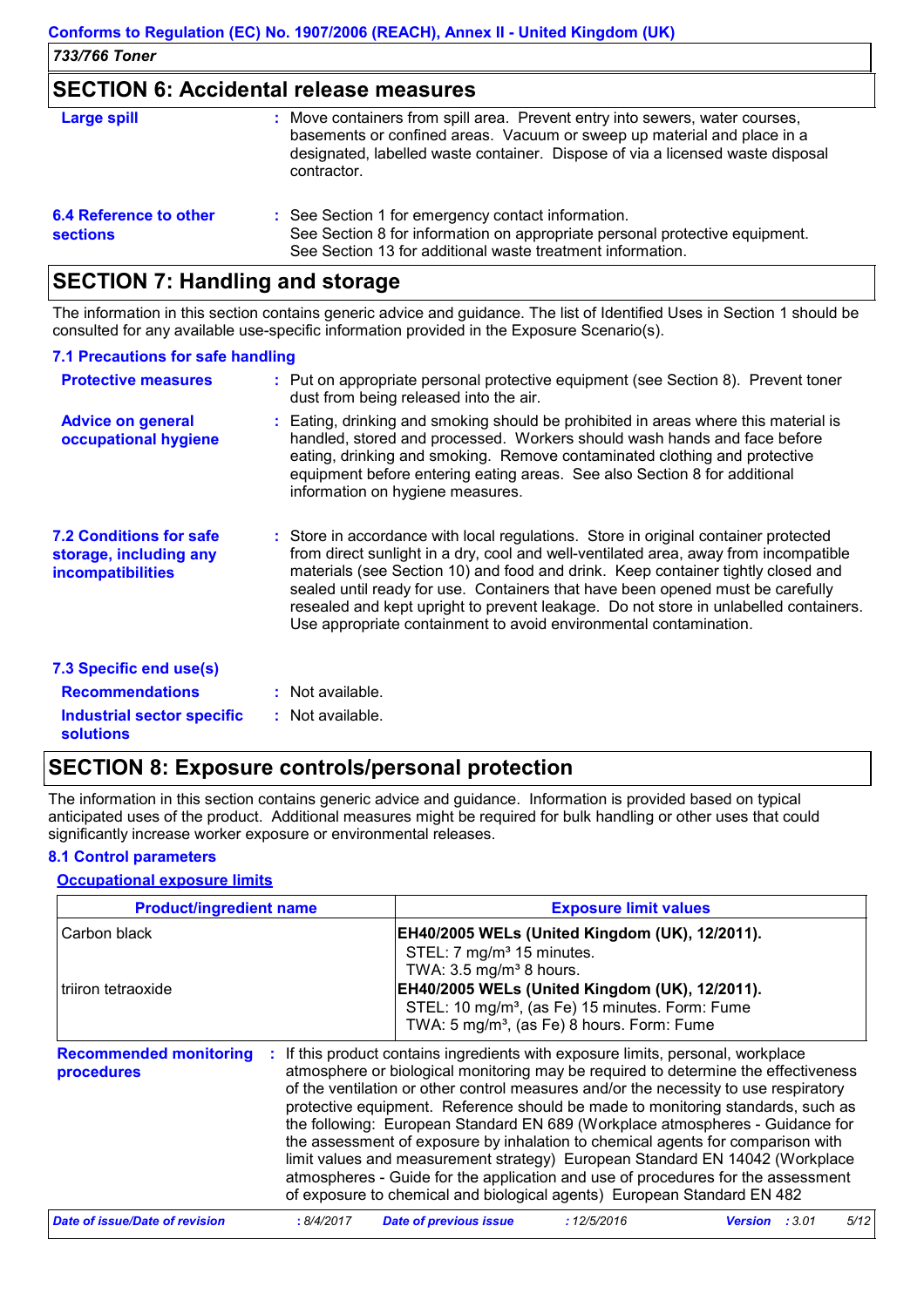## SECTION 6: Accidental release measures

**Large spill** : Move containers from spill area. Prevent entry into sewers, water courses, basements or confined areas. Vacuum or sweep up material and place in a designated, labelled waste container. Dispose of via a licensed waste disposal contractor.

**6.4 Reference to other sections** : See Section 1 for emergency contact information. See Section 8 for information on appropriate personal protective equipment. See Section 13 for additional waste treatment information.

## SECTION 7: Handling and storage

The information in this section contains generic advice and guidance. The list of Identified Uses in Section 1 should be consulted for any available use-specific information provided in the Exposure Scenario(s).

### 7.1 Precautions for safe handling

**Protective measures** : Put on appropriate personal protective equipment (see Section 8). Prevent toner dust from being released into the air.

**Advice on general occupational hygiene** : Eating, drinking and smoking should be prohibited in areas where this material is handled, stored and processed. Workers should wash hands and face before eating, drinking and smoking. Remove contaminated clothing and protective equipment before entering eating areas. See also Section 8 for additional information on hygiene measures.

**7.2 Conditions for safe storage, including any incompatibilities** : Store in accordance with local regulations. Store in original container protected from direct sunlight in a dry, cool and well-ventilated area, away from incompatible materials (see Section 10) and food and drink. Keep container tightly closed and sealed until ready for use. Containers that have been opened must be carefully resealed and kept upright to prevent leakage. Do not store in unlabelled containers. Use appropriate containment to avoid environmental contamination.

### 7.3 Specific end use(s)

**Recommendations** : Not available.

**Industrial sector specific solutions** : Not available.

## SECTION 8: Exposure controls/personal protection

The information in this section contains generic advice and guidance. Information is provided based on typical anticipated uses of the product. Additional measures might be required for bulk handling or other uses that could significantly increase worker exposure or environmental releases.

### 8.1 Control parameters

**Occupational exposure limits**

| Product/ingredient name | Exposure limit values |
|---|---|
| Carbon black | **EH40/2005 WELs (United Kingdom (UK), 12/2011).**<br>STEL: 7 mg/m³ 15 minutes.<br>TWA: 3.5 mg/m³ 8 hours. |
| triiron tetraoxide | **EH40/2005 WELs (United Kingdom (UK), 12/2011).**<br>STEL: 10 mg/m³, (as Fe) 15 minutes. Form: Fume<br>TWA: 5 mg/m³, (as Fe) 8 hours. Form: Fume |

**Recommended monitoring procedures** : If this product contains ingredients with exposure limits, personal, workplace atmosphere or biological monitoring may be required to determine the effectiveness of the ventilation or other control measures and/or the necessity to use respiratory protective equipment. Reference should be made to monitoring standards, such as the following: European Standard EN 689 (Workplace atmospheres - Guidance for the assessment of exposure by inhalation to chemical agents for comparison with limit values and measurement strategy) European Standard EN 14042 (Workplace atmospheres - Guide for the application and use of procedures for the assessment of exposure to chemical and biological agents) European Standard EN 482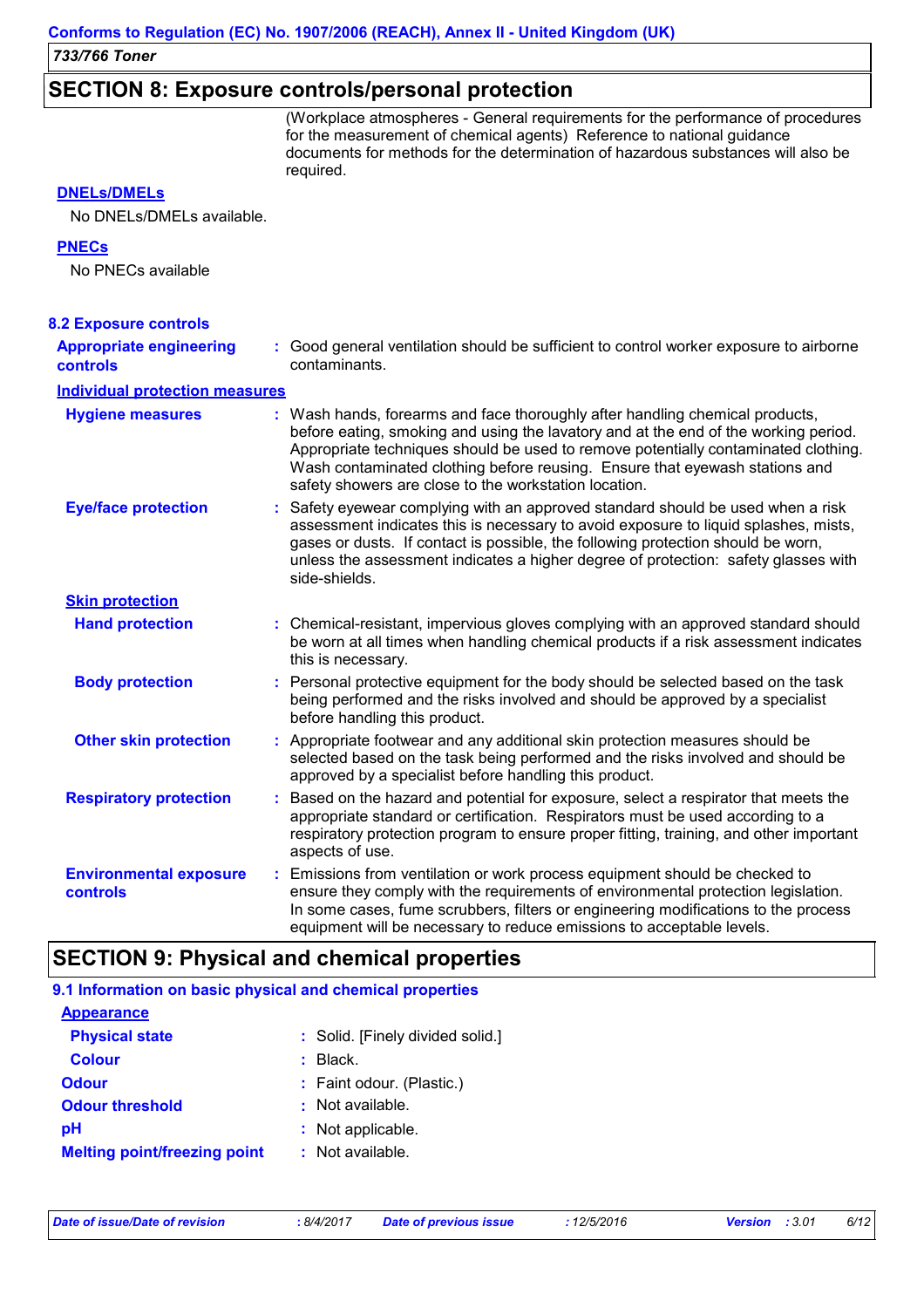## SECTION 8: Exposure controls/personal protection

(Workplace atmospheres - General requirements for the performance of procedures for the measurement of chemical agents) Reference to national guidance documents for methods for the determination of hazardous substances will also be required.

**DNELs/DMELs**

No DNELs/DMELs available.

**PNECs**

No PNECs available

### 8.2 Exposure controls

**Appropriate engineering controls** : Good general ventilation should be sufficient to control worker exposure to airborne contaminants.

**Individual protection measures**

**Hygiene measures** : Wash hands, forearms and face thoroughly after handling chemical products, before eating, smoking and using the lavatory and at the end of the working period. Appropriate techniques should be used to remove potentially contaminated clothing. Wash contaminated clothing before reusing. Ensure that eyewash stations and safety showers are close to the workstation location.

**Eye/face protection** : Safety eyewear complying with an approved standard should be used when a risk assessment indicates this is necessary to avoid exposure to liquid splashes, mists, gases or dusts. If contact is possible, the following protection should be worn, unless the assessment indicates a higher degree of protection: safety glasses with side-shields.

**Skin protection**

**Hand protection** : Chemical-resistant, impervious gloves complying with an approved standard should be worn at all times when handling chemical products if a risk assessment indicates this is necessary.

**Body protection** : Personal protective equipment for the body should be selected based on the task being performed and the risks involved and should be approved by a specialist before handling this product.

**Other skin protection** : Appropriate footwear and any additional skin protection measures should be selected based on the task being performed and the risks involved and should be approved by a specialist before handling this product.

**Respiratory protection** : Based on the hazard and potential for exposure, select a respirator that meets the appropriate standard or certification. Respirators must be used according to a respiratory protection program to ensure proper fitting, training, and other important aspects of use.

**Environmental exposure controls** : Emissions from ventilation or work process equipment should be checked to ensure they comply with the requirements of environmental protection legislation. In some cases, fume scrubbers, filters or engineering modifications to the process equipment will be necessary to reduce emissions to acceptable levels.

## SECTION 9: Physical and chemical properties

### 9.1 Information on basic physical and chemical properties

**Appearance**

**Physical state** : Solid. [Finely divided solid.]

**Colour** : Black.

**Odour** : Faint odour. (Plastic.)

**Odour threshold** : Not available.

**pH** : Not applicable.

**Melting point/freezing point** : Not available.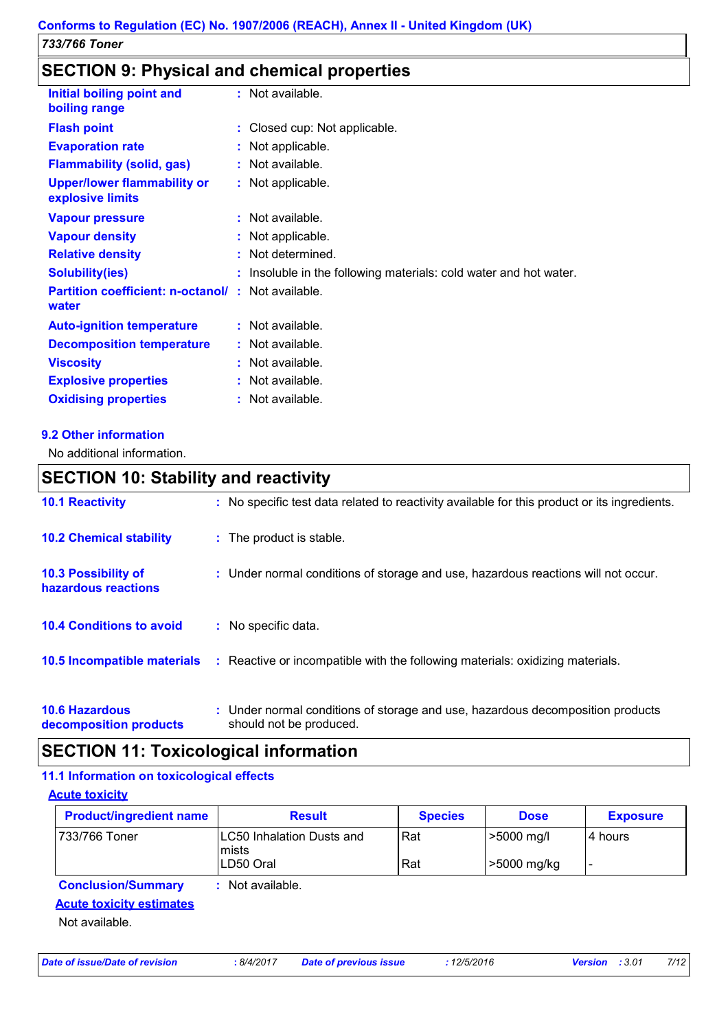## SECTION 9: Physical and chemical properties

| | |
|---|---|
| **Initial boiling point and boiling range** | : Not available. |
| **Flash point** | : Closed cup: Not applicable. |
| **Evaporation rate** | : Not applicable. |
| **Flammability (solid, gas)** | : Not available. |
| **Upper/lower flammability or explosive limits** | : Not applicable. |
| **Vapour pressure** | : Not available. |
| **Vapour density** | : Not applicable. |
| **Relative density** | : Not determined. |
| **Solubility(ies)** | : Insoluble in the following materials: cold water and hot water. |
| **Partition coefficient: n-octanol/ water** | : Not available. |
| **Auto-ignition temperature** | : Not available. |
| **Decomposition temperature** | : Not available. |
| **Viscosity** | : Not available. |
| **Explosive properties** | : Not available. |
| **Oxidising properties** | : Not available. |

### 9.2 Other information

No additional information.

## SECTION 10: Stability and reactivity

| | |
|---|---|
| **10.1 Reactivity** | : No specific test data related to reactivity available for this product or its ingredients. |
| **10.2 Chemical stability** | : The product is stable. |
| **10.3 Possibility of hazardous reactions** | : Under normal conditions of storage and use, hazardous reactions will not occur. |
| **10.4 Conditions to avoid** | : No specific data. |
| **10.5 Incompatible materials** | : Reactive or incompatible with the following materials: oxidizing materials. |
| **10.6 Hazardous decomposition products** | : Under normal conditions of storage and use, hazardous decomposition products should not be produced. |

## SECTION 11: Toxicological information

### 11.1 Information on toxicological effects

**Acute toxicity**

| Product/ingredient name | Result | Species | Dose | Exposure |
|---|---|---|---|---|
| 733/766 Toner | LC50 Inhalation Dusts and mists | Rat | >5000 mg/l | 4 hours |
| | LD50 Oral | Rat | >5000 mg/kg | - |

**Conclusion/Summary** : Not available.

**Acute toxicity estimates**

Not available.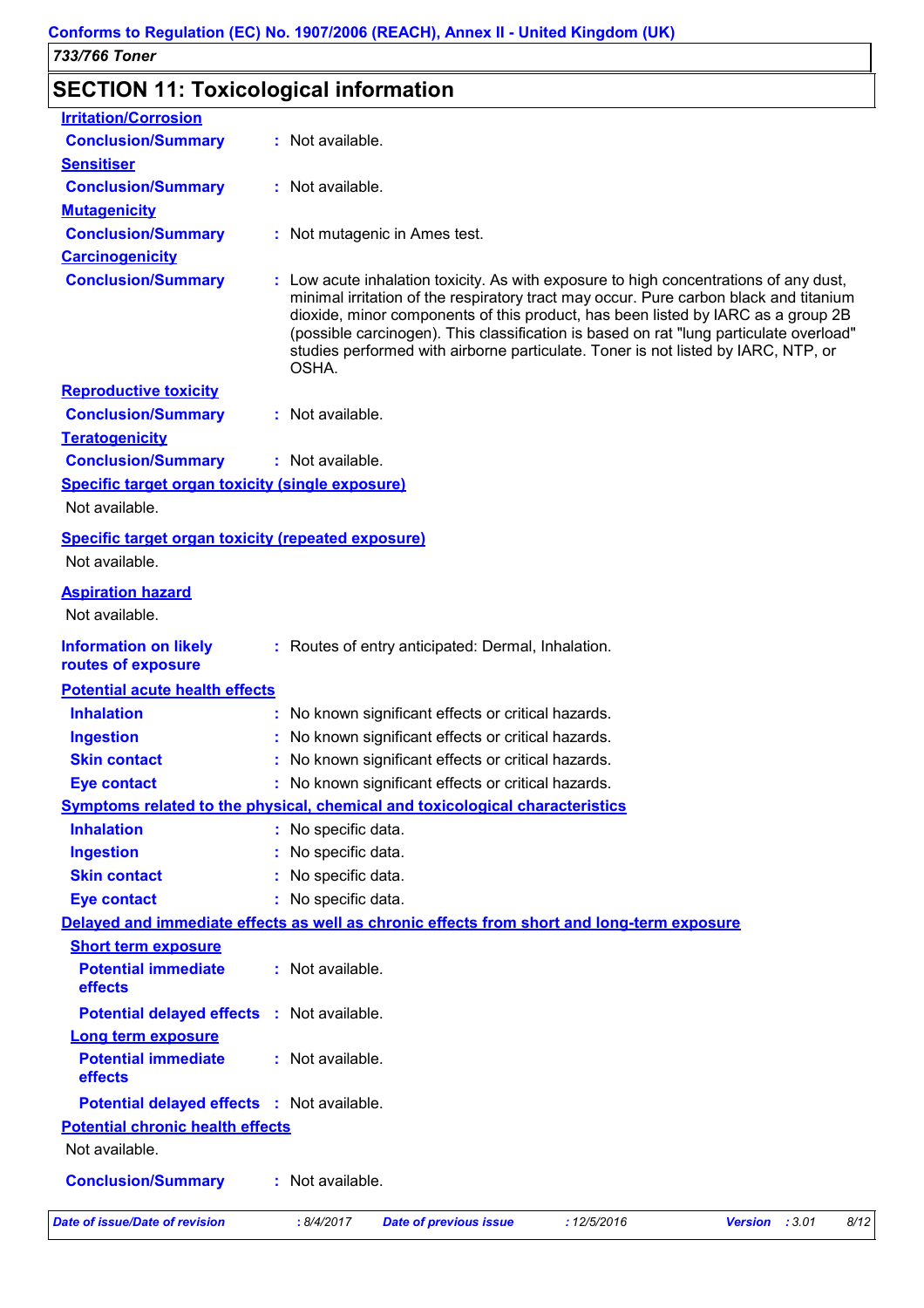## SECTION 11: Toxicological information

**Irritation/Corrosion**

**Conclusion/Summary** : Not available.

**Sensitiser**

**Conclusion/Summary** : Not available.

**Mutagenicity**

**Conclusion/Summary** : Not mutagenic in Ames test.

**Carcinogenicity**

**Conclusion/Summary** : Low acute inhalation toxicity. As with exposure to high concentrations of any dust, minimal irritation of the respiratory tract may occur. Pure carbon black and titanium dioxide, minor components of this product, has been listed by IARC as a group 2B (possible carcinogen). This classification is based on rat "lung particulate overload" studies performed with airborne particulate. Toner is not listed by IARC, NTP, or OSHA.

**Reproductive toxicity**

**Conclusion/Summary** : Not available.

**Teratogenicity**

**Conclusion/Summary** : Not available.

**Specific target organ toxicity (single exposure)**

Not available.

**Specific target organ toxicity (repeated exposure)**

Not available.

**Aspiration hazard**

Not available.

**Information on likely routes of exposure** : Routes of entry anticipated: Dermal, Inhalation.

**Potential acute health effects**

**Inhalation** : No known significant effects or critical hazards.

**Ingestion** : No known significant effects or critical hazards.

**Skin contact** : No known significant effects or critical hazards.

**Eye contact** : No known significant effects or critical hazards.

**Symptoms related to the physical, chemical and toxicological characteristics**

**Inhalation** : No specific data.

**Ingestion** : No specific data.

**Skin contact** : No specific data.

**Eye contact** : No specific data.

**Delayed and immediate effects as well as chronic effects from short and long-term exposure**

**Short term exposure**

**Potential immediate effects** : Not available.

**Potential delayed effects** : Not available.

**Long term exposure**

**Potential immediate effects** : Not available.

**Potential delayed effects** : Not available.

**Potential chronic health effects**

Not available.

**Conclusion/Summary** : Not available.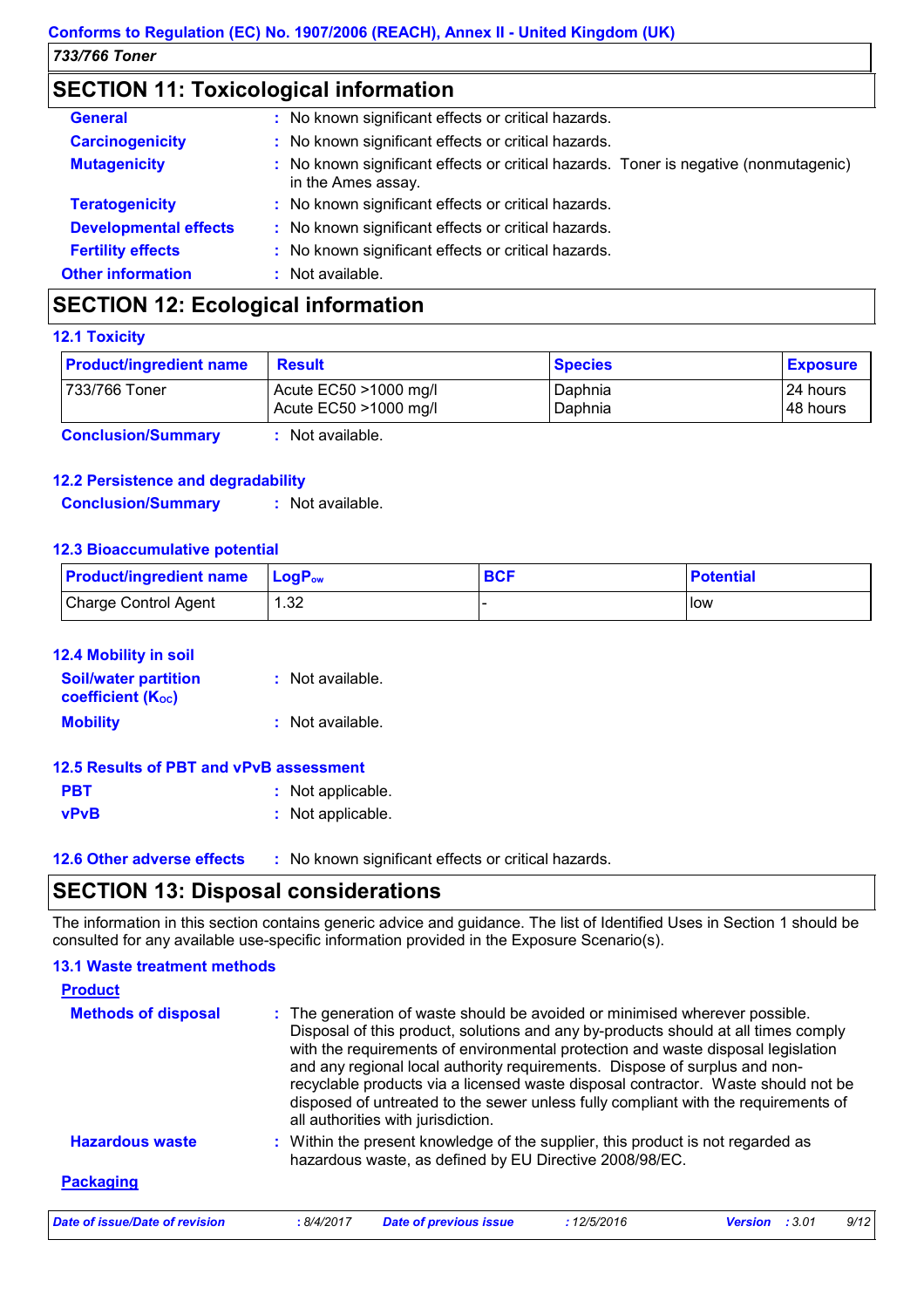## SECTION 11: Toxicological information

**General** : No known significant effects or critical hazards.

**Carcinogenicity** : No known significant effects or critical hazards.

**Mutagenicity** : No known significant effects or critical hazards. Toner is negative (nonmutagenic) in the Ames assay.

**Teratogenicity** : No known significant effects or critical hazards.

**Developmental effects** : No known significant effects or critical hazards.

**Fertility effects** : No known significant effects or critical hazards.

**Other information** : Not available.

## SECTION 12: Ecological information

### 12.1 Toxicity

| Product/ingredient name | Result | Species | Exposure |
|---|---|---|---|
| 733/766 Toner | Acute EC50 >1000 mg/l<br>Acute EC50 >1000 mg/l | Daphnia<br>Daphnia | 24 hours<br>48 hours |

**Conclusion/Summary** : Not available.

### 12.2 Persistence and degradability

**Conclusion/Summary** : Not available.

### 12.3 Bioaccumulative potential

| Product/ingredient name | $LogP_{ow}$ | BCF | Potential |
|---|---|---|---|
| Charge Control Agent | 1.32 | - | low |

### 12.4 Mobility in soil

**Soil/water partition coefficient ($K_{OC}$)** : Not available.

**Mobility** : Not available.

### 12.5 Results of PBT and vPvB assessment

**PBT** : Not applicable.

**vPvB** : Not applicable.

### 12.6 Other adverse effects

: No known significant effects or critical hazards.

## SECTION 13: Disposal considerations

The information in this section contains generic advice and guidance. The list of Identified Uses in Section 1 should be consulted for any available use-specific information provided in the Exposure Scenario(s).

### 13.1 Waste treatment methods

**Product**

**Methods of disposal** : The generation of waste should be avoided or minimised wherever possible. Disposal of this product, solutions and any by-products should at all times comply with the requirements of environmental protection and waste disposal legislation and any regional local authority requirements. Dispose of surplus and non-recyclable products via a licensed waste disposal contractor. Waste should not be disposed of untreated to the sewer unless fully compliant with the requirements of all authorities with jurisdiction.

**Hazardous waste** : Within the present knowledge of the supplier, this product is not regarded as hazardous waste, as defined by EU Directive 2008/98/EC.

**Packaging**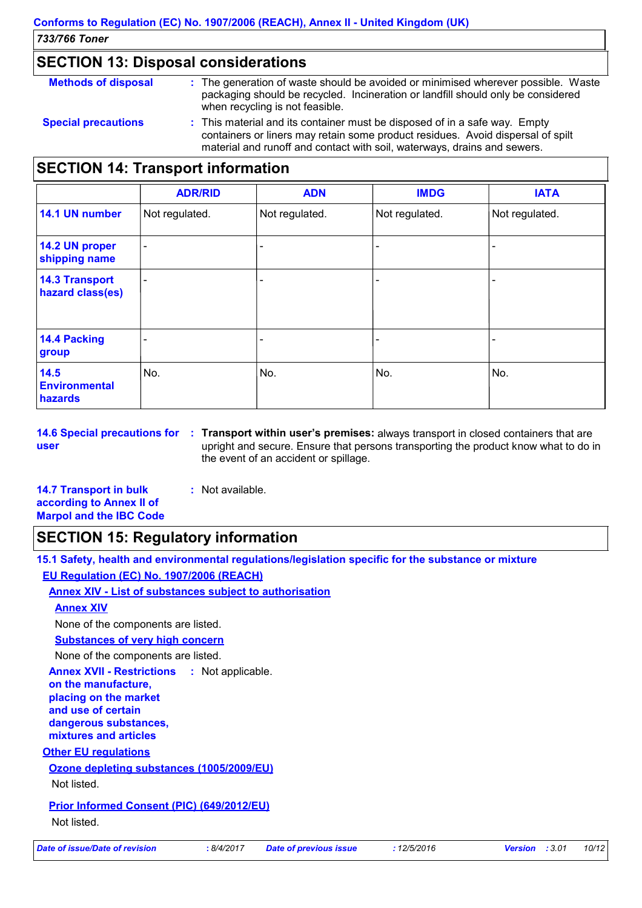## SECTION 13: Disposal considerations

**Methods of disposal** : The generation of waste should be avoided or minimised wherever possible. Waste packaging should be recycled. Incineration or landfill should only be considered when recycling is not feasible.

**Special precautions** : This material and its container must be disposed of in a safe way. Empty containers or liners may retain some product residues. Avoid dispersal of spilt material and runoff and contact with soil, waterways, drains and sewers.

## SECTION 14: Transport information

| | ADR/RID | ADN | IMDG | IATA |
|---|---|---|---|---|
| **14.1 UN number** | Not regulated. | Not regulated. | Not regulated. | Not regulated. |
| **14.2 UN proper shipping name** | - | - | - | - |
| **14.3 Transport hazard class(es)** | - | - | - | - |
| **14.4 Packing group** | - | - | - | - |
| **14.5 Environmental hazards** | No. | No. | No. | No. |

**14.6 Special precautions for user** : **Transport within user's premises:** always transport in closed containers that are upright and secure. Ensure that persons transporting the product know what to do in the event of an accident or spillage.

**14.7 Transport in bulk according to Annex II of Marpol and the IBC Code** : Not available.

## SECTION 15: Regulatory information

**15.1 Safety, health and environmental regulations/legislation specific for the substance or mixture**

**EU Regulation (EC) No. 1907/2006 (REACH)**

**Annex XIV - List of substances subject to authorisation**

**Annex XIV**

None of the components are listed.

**Substances of very high concern**

None of the components are listed.

**Annex XVII - Restrictions on the manufacture, placing on the market and use of certain dangerous substances, mixtures and articles** : Not applicable.

**Other EU regulations**

**Ozone depleting substances (1005/2009/EU)**

Not listed.

**Prior Informed Consent (PIC) (649/2012/EU)**

Not listed.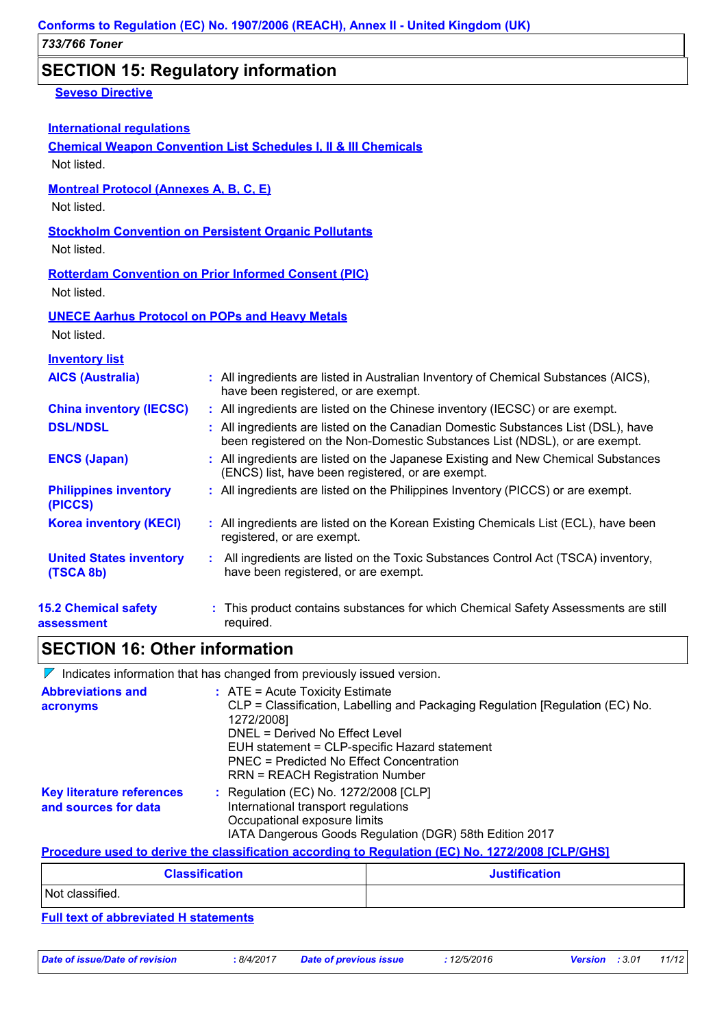## SECTION 15: Regulatory information

**Seveso Directive**

**International regulations**

**Chemical Weapon Convention List Schedules I, II & III Chemicals**

Not listed.

**Montreal Protocol (Annexes A, B, C, E)**

Not listed.

**Stockholm Convention on Persistent Organic Pollutants**

Not listed.

**Rotterdam Convention on Prior Informed Consent (PIC)**

Not listed.

**UNECE Aarhus Protocol on POPs and Heavy Metals**

Not listed.

**Inventory list**

**AICS (Australia)** : All ingredients are listed in Australian Inventory of Chemical Substances (AICS), have been registered, or are exempt.

**China inventory (IECSC)** : All ingredients are listed on the Chinese inventory (IECSC) or are exempt.

**DSL/NDSL** : All ingredients are listed on the Canadian Domestic Substances List (DSL), have been registered on the Non-Domestic Substances List (NDSL), or are exempt.

**ENCS (Japan)** : All ingredients are listed on the Japanese Existing and New Chemical Substances (ENCS) list, have been registered, or are exempt.

**Philippines inventory (PICCS)** : All ingredients are listed on the Philippines Inventory (PICCS) or are exempt.

**Korea inventory (KECI)** : All ingredients are listed on the Korean Existing Chemicals List (ECL), have been registered, or are exempt.

**United States inventory (TSCA 8b)** : All ingredients are listed on the Toxic Substances Control Act (TSCA) inventory, have been registered, or are exempt.

**15.2 Chemical safety assessment** : This product contains substances for which Chemical Safety Assessments are still required.

## SECTION 16: Other information

Indicates information that has changed from previously issued version.

**Abbreviations and acronyms** : ATE = Acute Toxicity Estimate
CLP = Classification, Labelling and Packaging Regulation [Regulation (EC) No. 1272/2008]
DNEL = Derived No Effect Level
EUH statement = CLP-specific Hazard statement
PNEC = Predicted No Effect Concentration
RRN = REACH Registration Number

**Key literature references and sources for data** : Regulation (EC) No. 1272/2008 [CLP]
International transport regulations
Occupational exposure limits
IATA Dangerous Goods Regulation (DGR) 58th Edition 2017

**Procedure used to derive the classification according to Regulation (EC) No. 1272/2008 [CLP/GHS]**

| Classification | Justification |
|---|---|
| Not classified. | |

**Full text of abbreviated H statements**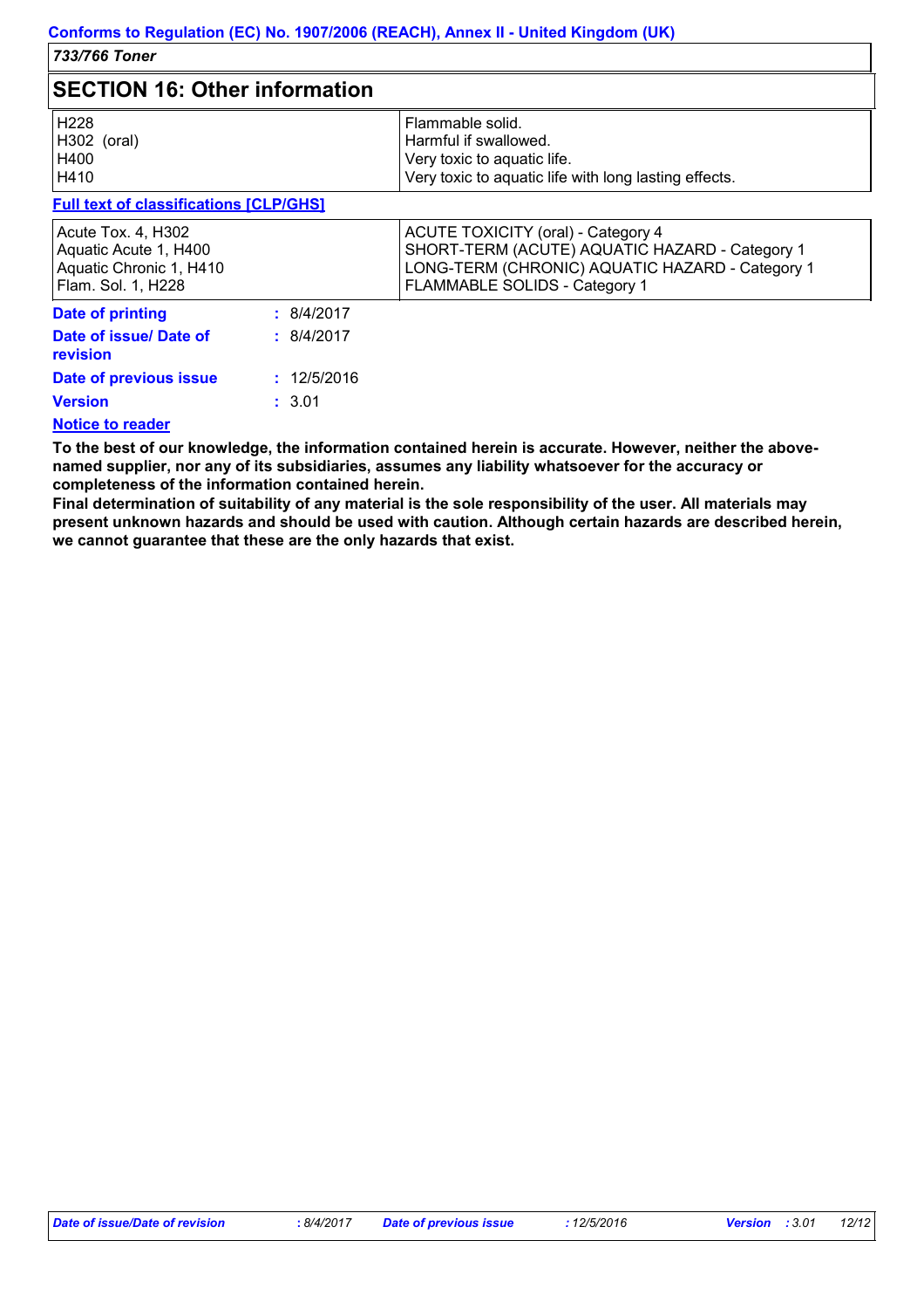## SECTION 16: Other information

| | |
|---|---|
| H228 | Flammable solid. |
| H302 (oral) | Harmful if swallowed. |
| H400 | Very toxic to aquatic life. |
| H410 | Very toxic to aquatic life with long lasting effects. |

**Full text of classifications [CLP/GHS]**

| | |
|---|---|
| Acute Tox. 4, H302 | ACUTE TOXICITY (oral) - Category 4 |
| Aquatic Acute 1, H400 | SHORT-TERM (ACUTE) AQUATIC HAZARD - Category 1 |
| Aquatic Chronic 1, H410 | LONG-TERM (CHRONIC) AQUATIC HAZARD - Category 1 |
| Flam. Sol. 1, H228 | FLAMMABLE SOLIDS - Category 1 |

**Date of printing** : 8/4/2017

**Date of issue/ Date of revision** : 8/4/2017

**Date of previous issue** : 12/5/2016

**Version** : 3.01

**Notice to reader**

**To the best of our knowledge, the information contained herein is accurate. However, neither the above-named supplier, nor any of its subsidiaries, assumes any liability whatsoever for the accuracy or completeness of the information contained herein.**

**Final determination of suitability of any material is the sole responsibility of the user. All materials may present unknown hazards and should be used with caution. Although certain hazards are described herein, we cannot guarantee that these are the only hazards that exist.**